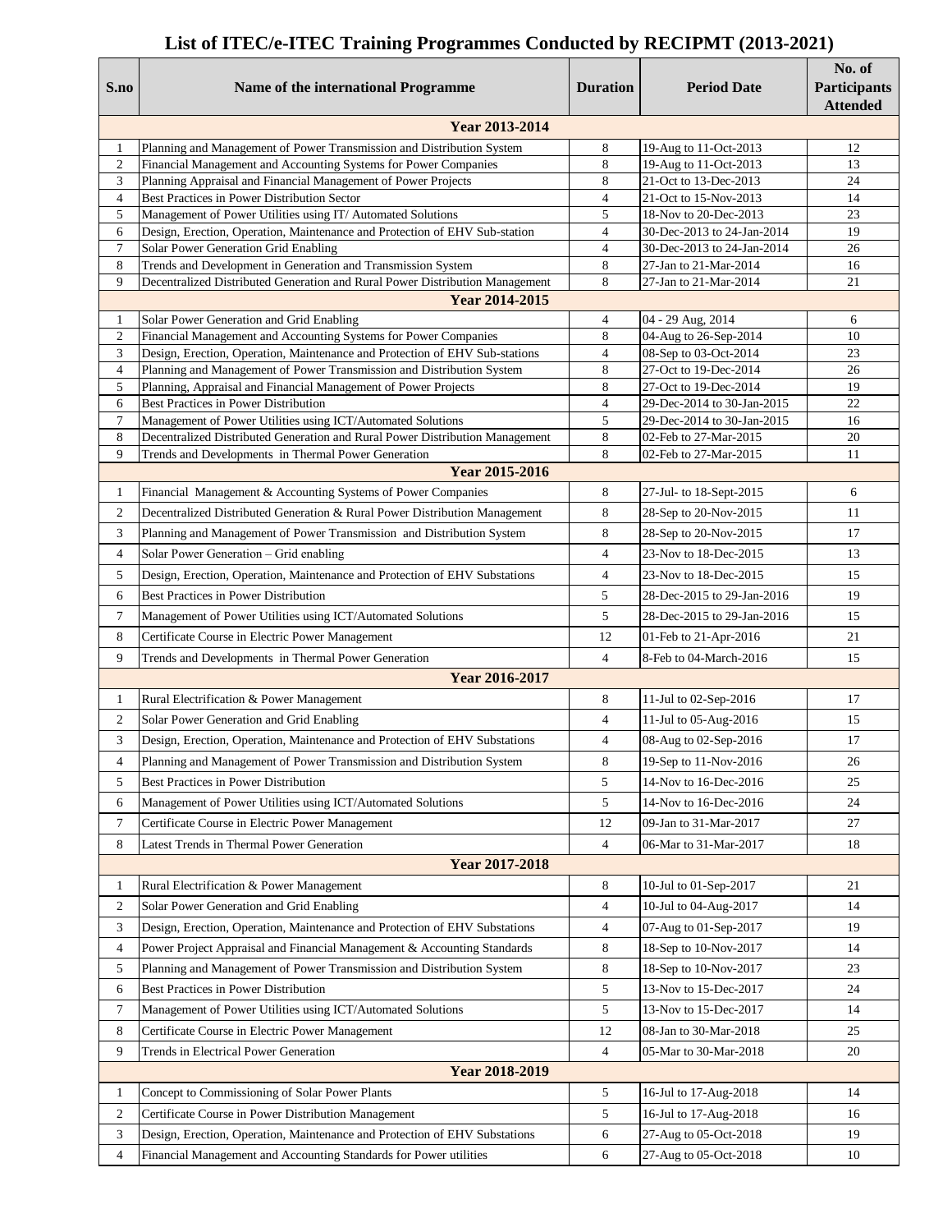# List of ITEC/e-ITEC Training Programmes Conducted by RECIPMT (2013-2021)

| S.no | Name of the international Programme | Duration | Period Date | No. of Participants Attended |
|---|---|---|---|---|
| | **Year 2013-2014** | | | |
| 1 | Planning and Management of Power Transmission and Distribution System | 8 | 19-Aug to 11-Oct-2013 | 12 |
| 2 | Financial Management and Accounting Systems for Power Companies | 8 | 19-Aug to 11-Oct-2013 | 13 |
| 3 | Planning Appraisal and Financial Management of Power Projects | 8 | 21-Oct to 13-Dec-2013 | 24 |
| 4 | Best Practices in Power Distribution Sector | 4 | 21-Oct to 15-Nov-2013 | 14 |
| 5 | Management of Power Utilities using IT/ Automated Solutions | 5 | 18-Nov to 20-Dec-2013 | 23 |
| 6 | Design, Erection, Operation, Maintenance and Protection of EHV Sub-station | 4 | 30-Dec-2013 to 24-Jan-2014 | 19 |
| 7 | Solar Power Generation Grid Enabling | 4 | 30-Dec-2013 to 24-Jan-2014 | 26 |
| 8 | Trends and Development in Generation and Transmission System | 8 | 27-Jan to 21-Mar-2014 | 16 |
| 9 | Decentralized Distributed Generation and Rural Power Distribution Management | 8 | 27-Jan to 21-Mar-2014 | 21 |
| | **Year 2014-2015** | | | |
| 1 | Solar Power Generation and Grid Enabling | 4 | 04 - 29 Aug, 2014 | 6 |
| 2 | Financial Management and Accounting Systems for Power Companies | 8 | 04-Aug to 26-Sep-2014 | 10 |
| 3 | Design, Erection, Operation, Maintenance and Protection of EHV Sub-stations | 4 | 08-Sep to 03-Oct-2014 | 23 |
| 4 | Planning and Management of Power Transmission and Distribution System | 8 | 27-Oct to 19-Dec-2014 | 26 |
| 5 | Planning, Appraisal and Financial Management of Power Projects | 8 | 27-Oct to 19-Dec-2014 | 19 |
| 6 | Best Practices in Power Distribution | 4 | 29-Dec-2014 to 30-Jan-2015 | 22 |
| 7 | Management of Power Utilities using ICT/Automated Solutions | 5 | 29-Dec-2014 to 30-Jan-2015 | 16 |
| 8 | Decentralized Distributed Generation and Rural Power Distribution Management | 8 | 02-Feb to 27-Mar-2015 | 20 |
| 9 | Trends and Developments in Thermal Power Generation | 8 | 02-Feb to 27-Mar-2015 | 11 |
| | **Year 2015-2016** | | | |
| 1 | Financial Management & Accounting Systems of Power Companies | 8 | 27-Jul- to 18-Sept-2015 | 6 |
| 2 | Decentralized Distributed Generation & Rural Power Distribution Management | 8 | 28-Sep to 20-Nov-2015 | 11 |
| 3 | Planning and Management of Power Transmission and Distribution System | 8 | 28-Sep to 20-Nov-2015 | 17 |
| 4 | Solar Power Generation – Grid enabling | 4 | 23-Nov to 18-Dec-2015 | 13 |
| 5 | Design, Erection, Operation, Maintenance and Protection of EHV Substations | 4 | 23-Nov to 18-Dec-2015 | 15 |
| 6 | Best Practices in Power Distribution | 5 | 28-Dec-2015 to 29-Jan-2016 | 19 |
| 7 | Management of Power Utilities using ICT/Automated Solutions | 5 | 28-Dec-2015 to 29-Jan-2016 | 15 |
| 8 | Certificate Course in Electric Power Management | 12 | 01-Feb to 21-Apr-2016 | 21 |
| 9 | Trends and Developments in Thermal Power Generation | 4 | 8-Feb to 04-March-2016 | 15 |
| | **Year 2016-2017** | | | |
| 1 | Rural Electrification & Power Management | 8 | 11-Jul to 02-Sep-2016 | 17 |
| 2 | Solar Power Generation and Grid Enabling | 4 | 11-Jul to 05-Aug-2016 | 15 |
| 3 | Design, Erection, Operation, Maintenance and Protection of EHV Substations | 4 | 08-Aug to 02-Sep-2016 | 17 |
| 4 | Planning and Management of Power Transmission and Distribution System | 8 | 19-Sep to 11-Nov-2016 | 26 |
| 5 | Best Practices in Power Distribution | 5 | 14-Nov to 16-Dec-2016 | 25 |
| 6 | Management of Power Utilities using ICT/Automated Solutions | 5 | 14-Nov to 16-Dec-2016 | 24 |
| 7 | Certificate Course in Electric Power Management | 12 | 09-Jan to 31-Mar-2017 | 27 |
| 8 | Latest Trends in Thermal Power Generation | 4 | 06-Mar to 31-Mar-2017 | 18 |
| | **Year 2017-2018** | | | |
| 1 | Rural Electrification & Power Management | 8 | 10-Jul to 01-Sep-2017 | 21 |
| 2 | Solar Power Generation and Grid Enabling | 4 | 10-Jul to 04-Aug-2017 | 14 |
| 3 | Design, Erection, Operation, Maintenance and Protection of EHV Substations | 4 | 07-Aug to 01-Sep-2017 | 19 |
| 4 | Power Project Appraisal and Financial Management & Accounting Standards | 8 | 18-Sep to 10-Nov-2017 | 14 |
| 5 | Planning and Management of Power Transmission and Distribution System | 8 | 18-Sep to 10-Nov-2017 | 23 |
| 6 | Best Practices in Power Distribution | 5 | 13-Nov to 15-Dec-2017 | 24 |
| 7 | Management of Power Utilities using ICT/Automated Solutions | 5 | 13-Nov to 15-Dec-2017 | 14 |
| 8 | Certificate Course in Electric Power Management | 12 | 08-Jan to 30-Mar-2018 | 25 |
| 9 | Trends in Electrical Power Generation | 4 | 05-Mar to 30-Mar-2018 | 20 |
| | **Year 2018-2019** | | | |
| 1 | Concept to Commissioning of Solar Power Plants | 5 | 16-Jul to 17-Aug-2018 | 14 |
| 2 | Certificate Course in Power Distribution Management | 5 | 16-Jul to 17-Aug-2018 | 16 |
| 3 | Design, Erection, Operation, Maintenance and Protection of EHV Substations | 6 | 27-Aug to 05-Oct-2018 | 19 |
| 4 | Financial Management and Accounting Standards for Power utilities | 6 | 27-Aug to 05-Oct-2018 | 10 |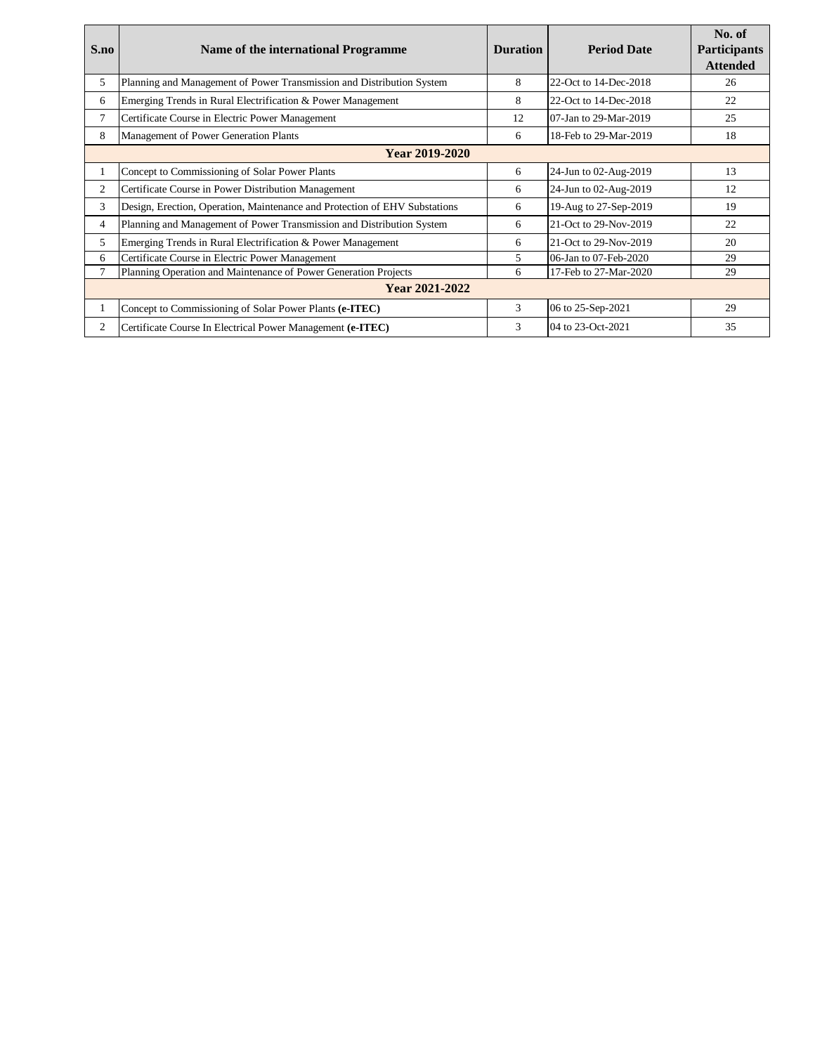| S.no | Name of the international Programme | Duration | Period Date | No. of Participants Attended |
|---|---|---|---|---|
| 5 | Planning and Management of Power Transmission and Distribution System | 8 | 22-Oct to 14-Dec-2018 | 26 |
| 6 | Emerging Trends in Rural Electrification & Power Management | 8 | 22-Oct to 14-Dec-2018 | 22 |
| 7 | Certificate Course in Electric Power Management | 12 | 07-Jan to 29-Mar-2019 | 25 |
| 8 | Management of Power Generation Plants | 6 | 18-Feb to 29-Mar-2019 | 18 |
| **Year 2019-2020** | | | | |
| 1 | Concept to Commissioning of Solar Power Plants | 6 | 24-Jun to 02-Aug-2019 | 13 |
| 2 | Certificate Course in Power Distribution Management | 6 | 24-Jun to 02-Aug-2019 | 12 |
| 3 | Design, Erection, Operation, Maintenance and Protection of EHV Substations | 6 | 19-Aug to 27-Sep-2019 | 19 |
| 4 | Planning and Management of Power Transmission and Distribution System | 6 | 21-Oct to 29-Nov-2019 | 22 |
| 5 | Emerging Trends in Rural Electrification & Power Management | 6 | 21-Oct to 29-Nov-2019 | 20 |
| 6 | Certificate Course in Electric Power Management | 5 | 06-Jan to 07-Feb-2020 | 29 |
| 7 | Planning Operation and Maintenance of Power Generation Projects | 6 | 17-Feb to 27-Mar-2020 | 29 |
| **Year 2021-2022** | | | | |
| 1 | Concept to Commissioning of Solar Power Plants **(e-ITEC)** | 3 | 06 to 25-Sep-2021 | 29 |
| 2 | Certificate Course In Electrical Power Management **(e-ITEC)** | 3 | 04 to 23-Oct-2021 | 35 |